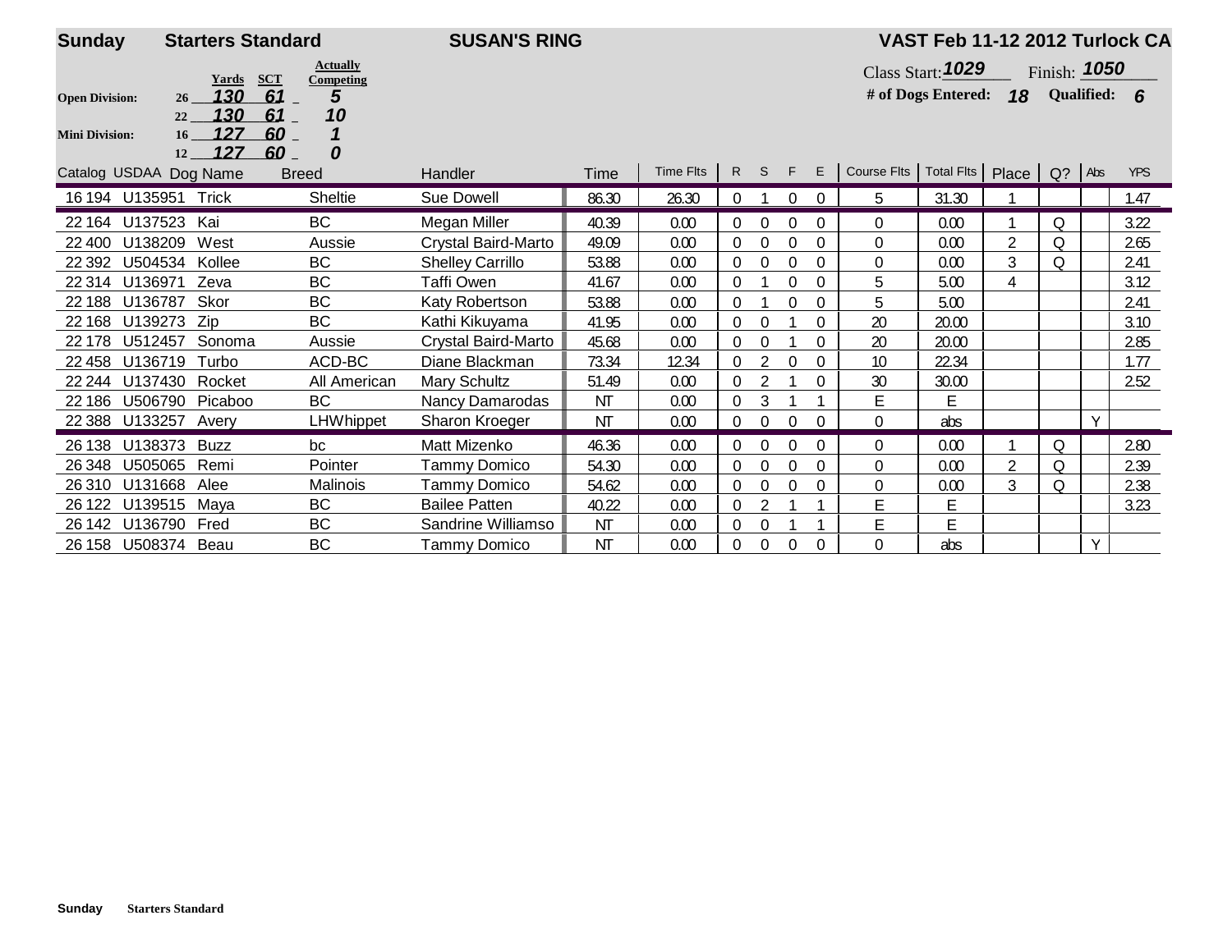**Sunday** **Starters Standard** **SUSAN'S RING** **VAST Feb 11-12 2012 Turlock CA**

| | Yards | SCT | Actually Competing |
|---|---|---|---|
| **Open Division:** 26 | 130 | 61 | 5 |
| 22 | 130 | 61 | 10 |
| **Mini Division:** 16 | 127 | 60 | 1 |
| 12 | 127 | 60 | 0 |

Class Start: **1029** Finish: **1050**

**# of Dogs Entered: 18 Qualified: 6**

| Catalog | USDAA | Dog Name | Breed | Handler | Time | Time Flts | R | S | F | E | Course Flts | Total Flts | Place | Q? | Abs | YPS |
|---|---|---|---|---|---|---|---|---|---|---|---|---|---|---|---|---|
| 16 194 | U135951 | Trick | Sheltie | Sue Dowell | 86.30 | 26.30 | 0 | 1 | 0 | 0 | 5 | 31.30 | 1 | | | 1.47 |
| 22 164 | U137523 | Kai | BC | Megan Miller | 40.39 | 0.00 | 0 | 0 | 0 | 0 | 0 | 0.00 | 1 | Q | | 3.22 |
| 22 400 | U138209 | West | Aussie | Crystal Baird-Marto | 49.09 | 0.00 | 0 | 0 | 0 | 0 | 0 | 0.00 | 2 | Q | | 2.65 |
| 22 392 | U504534 | Kollee | BC | Shelley Carrillo | 53.88 | 0.00 | 0 | 0 | 0 | 0 | 0 | 0.00 | 3 | Q | | 2.41 |
| 22 314 | U136971 | Zeva | BC | Taffi Owen | 41.67 | 0.00 | 0 | 1 | 0 | 0 | 5 | 5.00 | 4 | | | 3.12 |
| 22 188 | U136787 | Skor | BC | Katy Robertson | 53.88 | 0.00 | 0 | 1 | 0 | 0 | 5 | 5.00 | | | | 2.41 |
| 22 168 | U139273 | Zip | BC | Kathi Kikuyama | 41.95 | 0.00 | 0 | 0 | 1 | 0 | 20 | 20.00 | | | | 3.10 |
| 22 178 | U512457 | Sonoma | Aussie | Crystal Baird-Marto | 45.68 | 0.00 | 0 | 0 | 1 | 0 | 20 | 20.00 | | | | 2.85 |
| 22 458 | U136719 | Turbo | ACD-BC | Diane Blackman | 73.34 | 12.34 | 0 | 2 | 0 | 0 | 10 | 22.34 | | | | 1.77 |
| 22 244 | U137430 | Rocket | All American | Mary Schultz | 51.49 | 0.00 | 0 | 2 | 1 | 0 | 30 | 30.00 | | | | 2.52 |
| 22 186 | U506790 | Picaboo | BC | Nancy Damarodas | NT | 0.00 | 0 | 3 | 1 | 1 | E | E | | | | |
| 22 388 | U133257 | Avery | LHWhippet | Sharon Kroeger | NT | 0.00 | 0 | 0 | 0 | 0 | 0 | abs | | | Y | |
| 26 138 | U138373 | Buzz | bc | Matt Mizenko | 46.36 | 0.00 | 0 | 0 | 0 | 0 | 0 | 0.00 | 1 | Q | | 2.80 |
| 26 348 | U505065 | Remi | Pointer | Tammy Domico | 54.30 | 0.00 | 0 | 0 | 0 | 0 | 0 | 0.00 | 2 | Q | | 2.39 |
| 26 310 | U131668 | Alee | Malinois | Tammy Domico | 54.62 | 0.00 | 0 | 0 | 0 | 0 | 0 | 0.00 | 3 | Q | | 2.38 |
| 26 122 | U139515 | Maya | BC | Bailee Patten | 40.22 | 0.00 | 0 | 2 | 1 | 1 | E | E | | | | 3.23 |
| 26 142 | U136790 | Fred | BC | Sandrine Williamso | NT | 0.00 | 0 | 0 | 1 | 1 | E | E | | | | |
| 26 158 | U508374 | Beau | BC | Tammy Domico | NT | 0.00 | 0 | 0 | 0 | 0 | 0 | abs | | | Y | |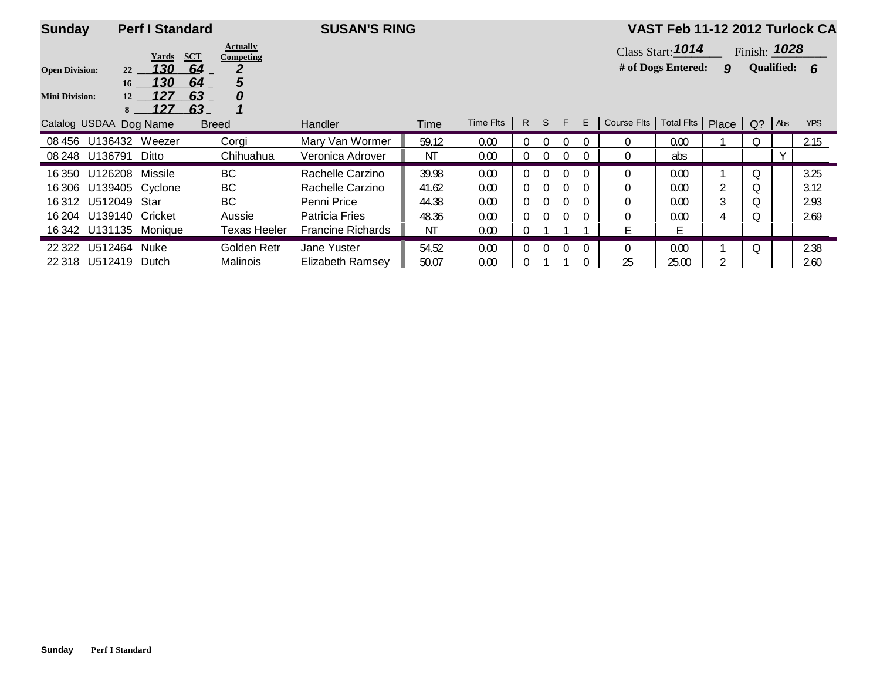**Sunday** **Perf I Standard** **SUSAN'S RING** **VAST Feb 11-12 2012 Turlock CA**

| Division | Height | Yards | SCT | Actually Competing |
|---|---|---|---|---|
| Open Division: | 22 | 130 | 64 | 2 |
| | 16 | 130 | 64 | 5 |
| Mini Division: | 12 | 127 | 63 | 0 |
| | 8 | 127 | 63 | 1 |

Class Start: **1014** Finish: **1028**

**# of Dogs Entered:** 9 **Qualified:** 6

| Catalog | USDAA | Dog Name | Breed | Handler | Time | Time Flts | R | S | F | E | Course Flts | Total Flts | Place | Q? | Abs | YPS |
|---|---|---|---|---|---|---|---|---|---|---|---|---|---|---|---|---|
| 08 456 | U136432 | Weezer | Corgi | Mary Van Wormer | 59.12 | 0.00 | 0 | 0 | 0 | 0 | 0 | 0.00 | 1 | Q | | 2.15 |
| 08 248 | U136791 | Ditto | Chihuahua | Veronica Adrover | NT | 0.00 | 0 | 0 | 0 | 0 | 0 | abs | | | Y | |
| 16 350 | U126208 | Missile | BC | Rachelle Carzino | 39.98 | 0.00 | 0 | 0 | 0 | 0 | 0 | 0.00 | 1 | Q | | 3.25 |
| 16 306 | U139405 | Cyclone | BC | Rachelle Carzino | 41.62 | 0.00 | 0 | 0 | 0 | 0 | 0 | 0.00 | 2 | Q | | 3.12 |
| 16 312 | U512049 | Star | BC | Penni Price | 44.38 | 0.00 | 0 | 0 | 0 | 0 | 0 | 0.00 | 3 | Q | | 2.93 |
| 16 204 | U139140 | Cricket | Aussie | Patricia Fries | 48.36 | 0.00 | 0 | 0 | 0 | 0 | 0 | 0.00 | 4 | Q | | 2.69 |
| 16 342 | U131135 | Monique | Texas Heeler | Francine Richards | NT | 0.00 | 0 | 1 | 1 | 1 | E | E | | | | |
| 22 322 | U512464 | Nuke | Golden Retr | Jane Yuster | 54.52 | 0.00 | 0 | 0 | 0 | 0 | 0 | 0.00 | 1 | Q | | 2.38 |
| 22 318 | U512419 | Dutch | Malinois | Elizabeth Ramsey | 50.07 | 0.00 | 0 | 1 | 1 | 0 | 25 | 25.00 | 2 | | | 2.60 |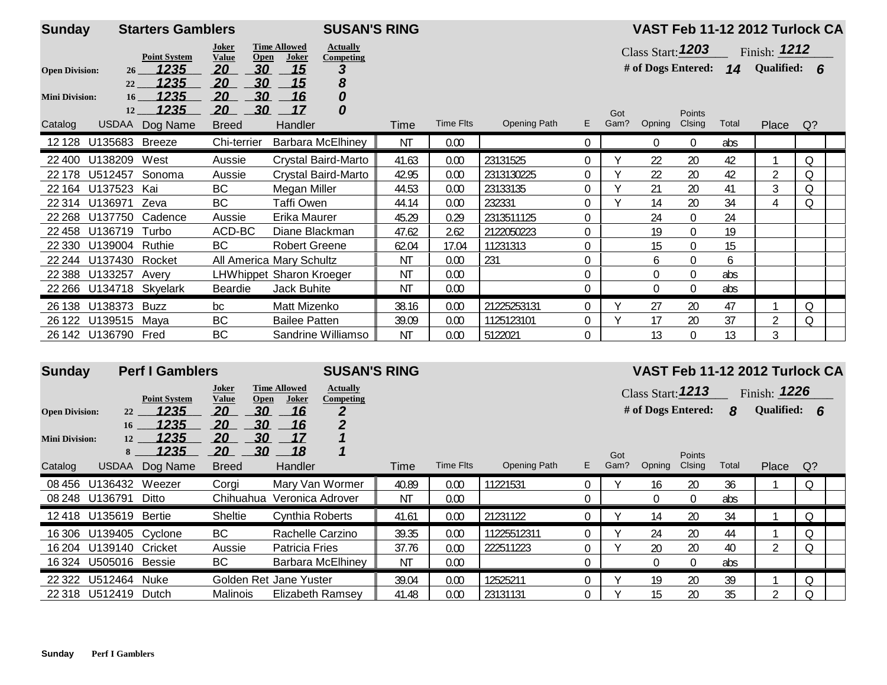## Sunday — Starters Gamblers — SUSAN'S RING — VAST Feb 11-12 2012 Turlock CA

| | Height | Point System | Joker Value | Time Allowed Open | Time Allowed Joker | Actually Competing |
|---|---|---|---|---|---|---|
| **Open Division:** | 26 | 1235 | 20 | 30 | 15 | 3 |
| | 22 | 1235 | 20 | 30 | 15 | 8 |
| **Mini Division:** | 16 | 1235 | 20 | 30 | 16 | 0 |
| | 12 | 1235 | 20 | 30 | 17 | 0 |

Class Start: 1203 Finish: 1212

**# of Dogs Entered:** 14 **Qualified:** 6

| Catalog | USDAA | Dog Name | Breed | Handler | Time | Time Flts | Opening Path | E | Got Gam? | Opning | Points Clsing | Total | Place | Q? |
|---|---|---|---|---|---|---|---|---|---|---|---|---|---|---|
| 12 128 | U135683 | Breeze | Chi-terrier | Barbara McElhiney | NT | 0.00 | | 0 | | 0 | 0 | abs | | |
| 22 400 | U138209 | West | Aussie | Crystal Baird-Marto | 41.63 | 0.00 | 23131525 | 0 | Y | 22 | 20 | 42 | 1 | Q |
| 22 178 | U512457 | Sonoma | Aussie | Crystal Baird-Marto | 42.95 | 0.00 | 2313130225 | 0 | Y | 22 | 20 | 42 | 2 | Q |
| 22 164 | U137523 | Kai | BC | Megan Miller | 44.53 | 0.00 | 23133135 | 0 | Y | 21 | 20 | 41 | 3 | Q |
| 22 314 | U136971 | Zeva | BC | Taffi Owen | 44.14 | 0.00 | 232331 | 0 | Y | 14 | 20 | 34 | 4 | Q |
| 22 268 | U137750 | Cadence | Aussie | Erika Maurer | 45.29 | 0.29 | 2313511125 | 0 | | 24 | 0 | 24 | | |
| 22 458 | U136719 | Turbo | ACD-BC | Diane Blackman | 47.62 | 2.62 | 2122050223 | 0 | | 19 | 0 | 19 | | |
| 22 330 | U139004 | Ruthie | BC | Robert Greene | 62.04 | 17.04 | 11231313 | 0 | | 15 | 0 | 15 | | |
| 22 244 | U137430 | Rocket | All America | Mary Schultz | NT | 0.00 | 231 | 0 | | 6 | 0 | 6 | | |
| 22 388 | U133257 | Avery | LHWhippet | Sharon Kroeger | NT | 0.00 | | 0 | | 0 | 0 | abs | | |
| 22 266 | U134718 | Skyelark | Beardie | Jack Buhite | NT | 0.00 | | 0 | | 0 | 0 | abs | | |
| 26 138 | U138373 | Buzz | bc | Matt Mizenko | 38.16 | 0.00 | 21225253131 | 0 | Y | 27 | 20 | 47 | 1 | Q |
| 26 122 | U139515 | Maya | BC | Bailee Patten | 39.09 | 0.00 | 1125123101 | 0 | Y | 17 | 20 | 37 | 2 | Q |
| 26 142 | U136790 | Fred | BC | Sandrine Williamso | NT | 0.00 | 5122021 | 0 | | 13 | 0 | 13 | 3 | |

## Sunday — Perf I Gamblers — SUSAN'S RING — VAST Feb 11-12 2012 Turlock CA

| | Height | Point System | Joker Value | Time Allowed Open | Time Allowed Joker | Actually Competing |
|---|---|---|---|---|---|---|
| **Open Division:** | 22 | 1235 | 20 | 30 | 16 | 2 |
| | 16 | 1235 | 20 | 30 | 16 | 2 |
| **Mini Division:** | 12 | 1235 | 20 | 30 | 17 | 1 |
| | 8 | 1235 | 20 | 30 | 18 | 1 |

Class Start: 1213 Finish: 1226

**# of Dogs Entered:** 8 **Qualified:** 6

| Catalog | USDAA | Dog Name | Breed | Handler | Time | Time Flts | Opening Path | E | Got Gam? | Opning | Points Clsing | Total | Place | Q? |
|---|---|---|---|---|---|---|---|---|---|---|---|---|---|---|
| 08 456 | U136432 | Weezer | Corgi | Mary Van Wormer | 40.89 | 0.00 | 11221531 | 0 | Y | 16 | 20 | 36 | 1 | Q |
| 08 248 | U136791 | Ditto | Chihuahua | Veronica Adrover | NT | 0.00 | | 0 | | 0 | 0 | abs | | |
| 12 418 | U135619 | Bertie | Sheltie | Cynthia Roberts | 41.61 | 0.00 | 21231122 | 0 | Y | 14 | 20 | 34 | 1 | Q |
| 16 306 | U139405 | Cyclone | BC | Rachelle Carzino | 39.35 | 0.00 | 11225512311 | 0 | Y | 24 | 20 | 44 | 1 | Q |
| 16 204 | U139140 | Cricket | Aussie | Patricia Fries | 37.76 | 0.00 | 222511223 | 0 | Y | 20 | 20 | 40 | 2 | Q |
| 16 324 | U505016 | Bessie | BC | Barbara McElhiney | NT | 0.00 | | 0 | | 0 | 0 | abs | | |
| 22 322 | U512464 | Nuke | Golden Ret | Jane Yuster | 39.04 | 0.00 | 12525211 | 0 | Y | 19 | 20 | 39 | 1 | Q |
| 22 318 | U512419 | Dutch | Malinois | Elizabeth Ramsey | 41.48 | 0.00 | 23131131 | 0 | Y | 15 | 20 | 35 | 2 | Q |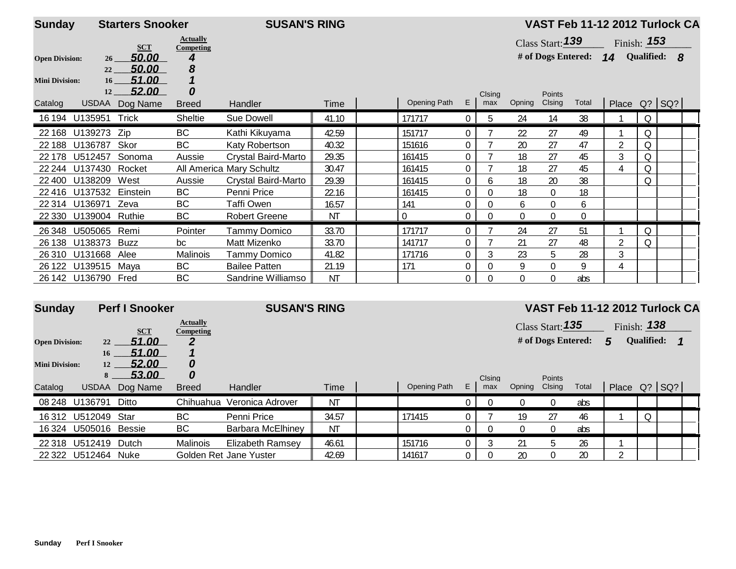**Sunday** **Starters Snooker** **SUSAN'S RING** **VAST Feb 11-12 2012 Turlock CA**

| | Height | SCT | Actually Competing |
|---|---|---|---|
| **Open Division:** | 26 | 50.00 | 4 |
| | 22 | 50.00 | 8 |
| **Mini Division:** | 16 | 51.00 | 1 |
| | 12 | 52.00 | 0 |

Class Start: 139 Finish: 153
**# of Dogs Entered:** 14 **Qualified:** 8

| Catalog | USDAA | Dog Name | Breed | Handler | Time | | Opening Path | E | Clsing max | Opning | Points Clsing | Total | Place | Q? | SQ? |
|---|---|---|---|---|---|---|---|---|---|---|---|---|---|---|---|
| 16 194 | U135951 | Trick | Sheltie | Sue Dowell | 41.10 | | 171717 | 0 | 5 | 24 | 14 | 38 | 1 | Q | |
| 22 168 | U139273 | Zip | BC | Kathi Kikuyama | 42.59 | | 151717 | 0 | 7 | 22 | 27 | 49 | 1 | Q | |
| 22 188 | U136787 | Skor | BC | Katy Robertson | 40.32 | | 151616 | 0 | 7 | 20 | 27 | 47 | 2 | Q | |
| 22 178 | U512457 | Sonoma | Aussie | Crystal Baird-Marto | 29.35 | | 161415 | 0 | 7 | 18 | 27 | 45 | 3 | Q | |
| 22 244 | U137430 | Rocket | All America | Mary Schultz | 30.47 | | 161415 | 0 | 7 | 18 | 27 | 45 | 4 | Q | |
| 22 400 | U138209 | West | Aussie | Crystal Baird-Marto | 29.39 | | 161415 | 0 | 6 | 18 | 20 | 38 | | Q | |
| 22 416 | U137532 | Einstein | BC | Penni Price | 22.16 | | 161415 | 0 | 0 | 18 | 0 | 18 | | | |
| 22 314 | U136971 | Zeva | BC | Taffi Owen | 16.57 | | 141 | 0 | 0 | 6 | 0 | 6 | | | |
| 22 330 | U139004 | Ruthie | BC | Robert Greene | NT | | 0 | 0 | 0 | 0 | 0 | 0 | | | |
| 26 348 | U505065 | Remi | Pointer | Tammy Domico | 33.70 | | 171717 | 0 | 7 | 24 | 27 | 51 | 1 | Q | |
| 26 138 | U138373 | Buzz | bc | Matt Mizenko | 33.70 | | 141717 | 0 | 7 | 21 | 27 | 48 | 2 | Q | |
| 26 310 | U131668 | Alee | Malinois | Tammy Domico | 41.82 | | 171716 | 0 | 3 | 23 | 5 | 28 | 3 | | |
| 26 122 | U139515 | Maya | BC | Bailee Patten | 21.19 | | 171 | 0 | 0 | 9 | 0 | 9 | 4 | | |
| 26 142 | U136790 | Fred | BC | Sandrine Williamso | NT | | | 0 | 0 | 0 | 0 | abs | | | |

**Sunday** **Perf I Snooker** **SUSAN'S RING** **VAST Feb 11-12 2012 Turlock CA**

| | Height | SCT | Actually Competing |
|---|---|---|---|
| **Open Division:** | 22 | 51.00 | 2 |
| | 16 | 51.00 | 1 |
| **Mini Division:** | 12 | 52.00 | 0 |
| | 8 | 53.00 | 0 |

Class Start: 135 Finish: 138
**# of Dogs Entered:** 5 **Qualified:** 1

| Catalog | USDAA | Dog Name | Breed | Handler | Time | | Opening Path | E | Clsing max | Opning | Points Clsing | Total | Place | Q? | SQ? |
|---|---|---|---|---|---|---|---|---|---|---|---|---|---|---|---|
| 08 248 | U136791 | Ditto | Chihuahua | Veronica Adrover | NT | | | 0 | 0 | 0 | 0 | abs | | | |
| 16 312 | U512049 | Star | BC | Penni Price | 34.57 | | 171415 | 0 | 7 | 19 | 27 | 46 | 1 | Q | |
| 16 324 | U505016 | Bessie | BC | Barbara McElhiney | NT | | | 0 | 0 | 0 | 0 | abs | | | |
| 22 318 | U512419 | Dutch | Malinois | Elizabeth Ramsey | 46.61 | | 151716 | 0 | 3 | 21 | 5 | 26 | 1 | | |
| 22 322 | U512464 | Nuke | Golden Ret | Jane Yuster | 42.69 | | 141617 | 0 | 0 | 20 | 0 | 20 | 2 | | |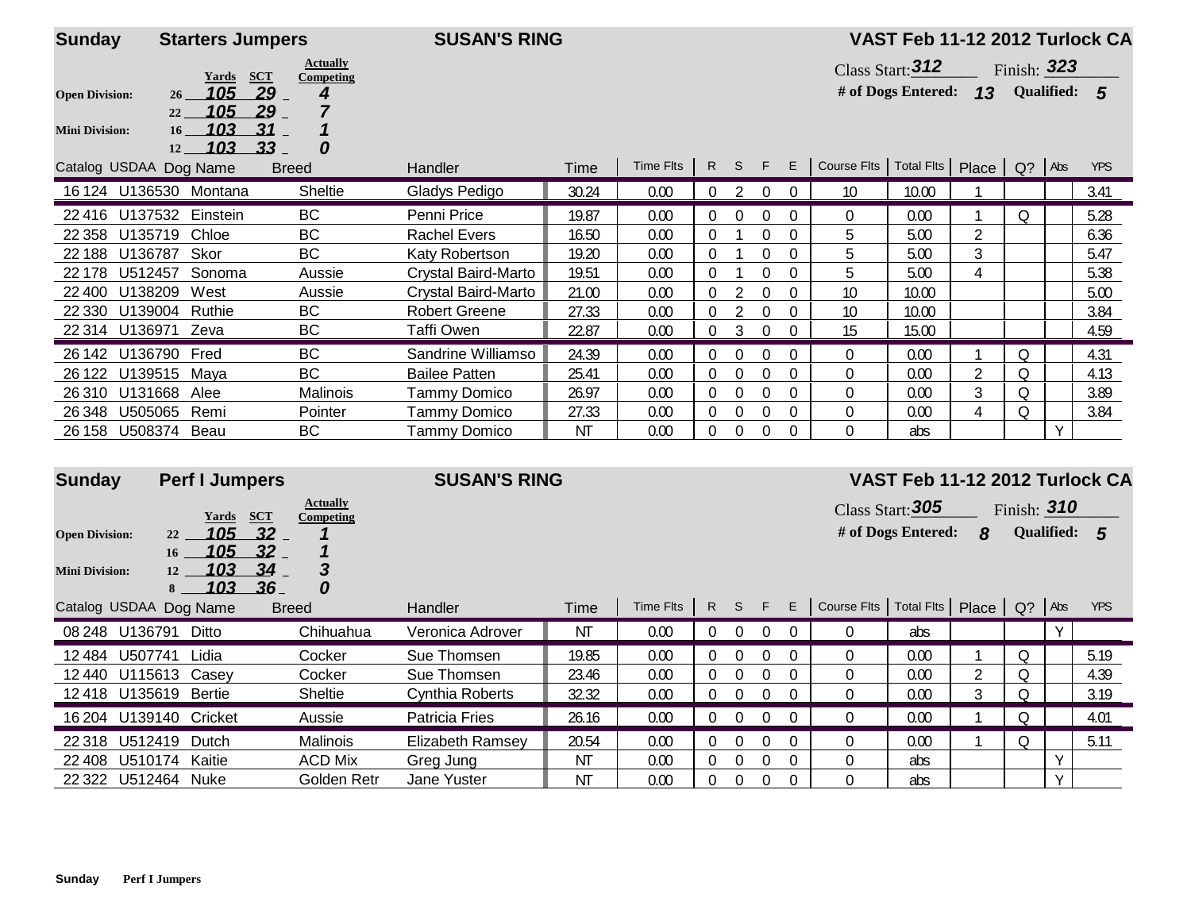**Sunday** **Starters Jumpers** **SUSAN'S RING** **VAST Feb 11-12 2012 Turlock CA**

| | Yards | SCT | Actually Competing |
|---|---|---|---|
| **Open Division:** 26 | 105 | 29 | 4 |
| 22 | 105 | 29 | 7 |
| **Mini Division:** 16 | 103 | 31 | 1 |
| 12 | 103 | 33 | 0 |

Class Start: 312 Finish: 323
**# of Dogs Entered:** 13 **Qualified:** 5

| Catalog | USDAA | Dog Name | Breed | Handler | Time | Time Flts | R | S | F | E | Course Flts | Total Flts | Place | Q? | Abs | YPS |
|---|---|---|---|---|---|---|---|---|---|---|---|---|---|---|---|---|
| 16 124 | U136530 | Montana | Sheltie | Gladys Pedigo | 30.24 | 0.00 | 0 | 2 | 0 | 0 | 10 | 10.00 | 1 | | | 3.41 |
| 22 416 | U137532 | Einstein | BC | Penni Price | 19.87 | 0.00 | 0 | 0 | 0 | 0 | 0 | 0.00 | 1 | Q | | 5.28 |
| 22 358 | U135719 | Chloe | BC | Rachel Evers | 16.50 | 0.00 | 0 | 1 | 0 | 0 | 5 | 5.00 | 2 | | | 6.36 |
| 22 188 | U136787 | Skor | BC | Katy Robertson | 19.20 | 0.00 | 0 | 1 | 0 | 0 | 5 | 5.00 | 3 | | | 5.47 |
| 22 178 | U512457 | Sonoma | Aussie | Crystal Baird-Marto | 19.51 | 0.00 | 0 | 1 | 0 | 0 | 5 | 5.00 | 4 | | | 5.38 |
| 22 400 | U138209 | West | Aussie | Crystal Baird-Marto | 21.00 | 0.00 | 0 | 2 | 0 | 0 | 10 | 10.00 | | | | 5.00 |
| 22 330 | U139004 | Ruthie | BC | Robert Greene | 27.33 | 0.00 | 0 | 2 | 0 | 0 | 10 | 10.00 | | | | 3.84 |
| 22 314 | U136971 | Zeva | BC | Taffi Owen | 22.87 | 0.00 | 0 | 3 | 0 | 0 | 15 | 15.00 | | | | 4.59 |
| 26 142 | U136790 | Fred | BC | Sandrine Williamso | 24.39 | 0.00 | 0 | 0 | 0 | 0 | 0 | 0.00 | 1 | Q | | 4.31 |
| 26 122 | U139515 | Maya | BC | Bailee Patten | 25.41 | 0.00 | 0 | 0 | 0 | 0 | 0 | 0.00 | 2 | Q | | 4.13 |
| 26 310 | U131668 | Alee | Malinois | Tammy Domico | 26.97 | 0.00 | 0 | 0 | 0 | 0 | 0 | 0.00 | 3 | Q | | 3.89 |
| 26 348 | U505065 | Remi | Pointer | Tammy Domico | 27.33 | 0.00 | 0 | 0 | 0 | 0 | 0 | 0.00 | 4 | Q | | 3.84 |
| 26 158 | U508374 | Beau | BC | Tammy Domico | NT | 0.00 | 0 | 0 | 0 | 0 | 0 | abs | | | Y | |

**Sunday** **Perf I Jumpers** **SUSAN'S RING** **VAST Feb 11-12 2012 Turlock CA**

| | Yards | SCT | Actually Competing |
|---|---|---|---|
| **Open Division:** 22 | 105 | 32 | 1 |
| 16 | 105 | 32 | 1 |
| **Mini Division:** 12 | 103 | 34 | 3 |
| 8 | 103 | 36 | 0 |

Class Start: 305 Finish: 310
**# of Dogs Entered:** 8 **Qualified:** 5

| Catalog | USDAA | Dog Name | Breed | Handler | Time | Time Flts | R | S | F | E | Course Flts | Total Flts | Place | Q? | Abs | YPS |
|---|---|---|---|---|---|---|---|---|---|---|---|---|---|---|---|---|
| 08 248 | U136791 | Ditto | Chihuahua | Veronica Adrover | NT | 0.00 | 0 | 0 | 0 | 0 | 0 | abs | | | Y | |
| 12 484 | U507741 | Lidia | Cocker | Sue Thomsen | 19.85 | 0.00 | 0 | 0 | 0 | 0 | 0 | 0.00 | 1 | Q | | 5.19 |
| 12 440 | U115613 | Casey | Cocker | Sue Thomsen | 23.46 | 0.00 | 0 | 0 | 0 | 0 | 0 | 0.00 | 2 | Q | | 4.39 |
| 12 418 | U135619 | Bertie | Sheltie | Cynthia Roberts | 32.32 | 0.00 | 0 | 0 | 0 | 0 | 0 | 0.00 | 3 | Q | | 3.19 |
| 16 204 | U139140 | Cricket | Aussie | Patricia Fries | 26.16 | 0.00 | 0 | 0 | 0 | 0 | 0 | 0.00 | 1 | Q | | 4.01 |
| 22 318 | U512419 | Dutch | Malinois | Elizabeth Ramsey | 20.54 | 0.00 | 0 | 0 | 0 | 0 | 0 | 0.00 | 1 | Q | | 5.11 |
| 22 408 | U510174 | Kaitie | ACD Mix | Greg Jung | NT | 0.00 | 0 | 0 | 0 | 0 | 0 | abs | | | Y | |
| 22 322 | U512464 | Nuke | Golden Retr | Jane Yuster | NT | 0.00 | 0 | 0 | 0 | 0 | 0 | abs | | | Y | |